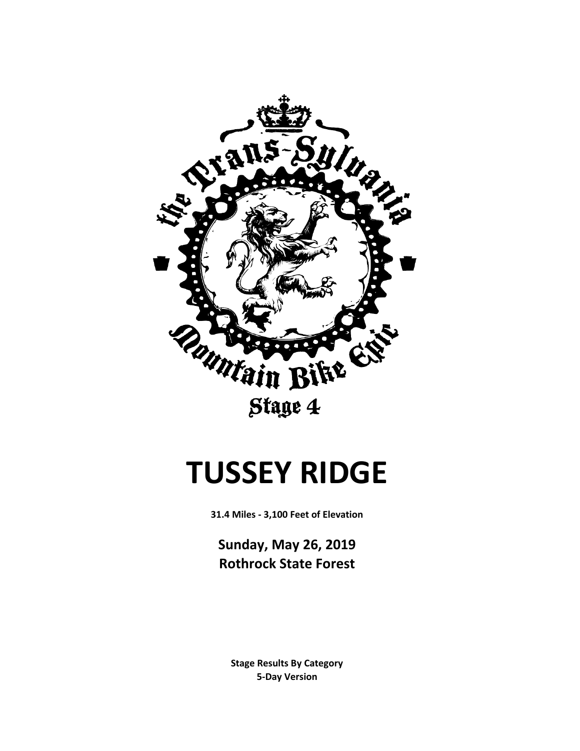the Trans-Sylvania Mountain Bike Epic

Stage 4

# TUSSEY RIDGE

**31.4 Miles - 3,100 Feet of Elevation**

**Sunday, May 26, 2019**
**Rothrock State Forest**

**Stage Results By Category**
**5-Day Version**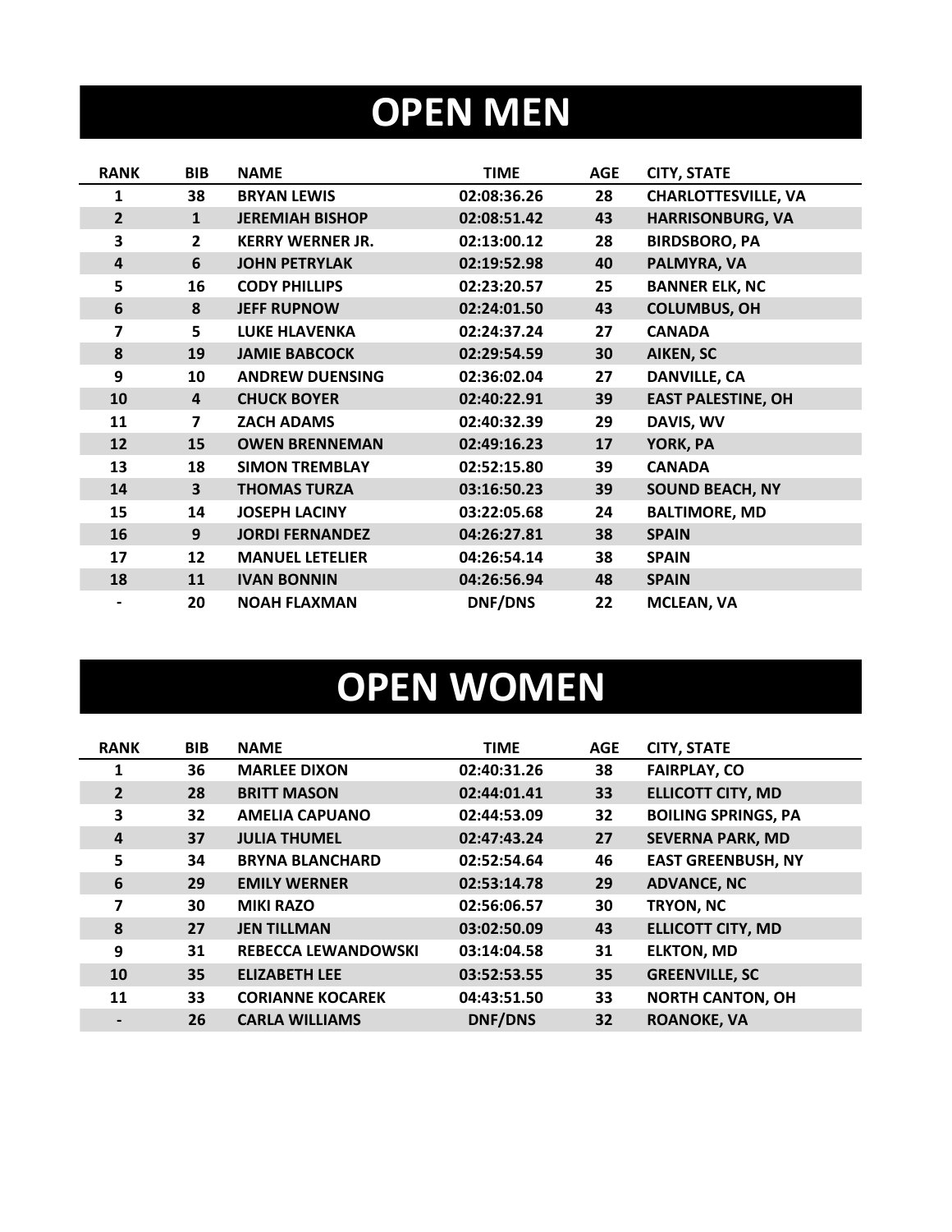# OPEN MEN

| RANK | BIB | NAME | TIME | AGE | CITY, STATE |
|---|---|---|---|---|---|
| 1 | 38 | BRYAN LEWIS | 02:08:36.26 | 28 | CHARLOTTESVILLE, VA |
| 2 | 1 | JEREMIAH BISHOP | 02:08:51.42 | 43 | HARRISONBURG, VA |
| 3 | 2 | KERRY WERNER JR. | 02:13:00.12 | 28 | BIRDSBORO, PA |
| 4 | 6 | JOHN PETRYLAK | 02:19:52.98 | 40 | PALMYRA, VA |
| 5 | 16 | CODY PHILLIPS | 02:23:20.57 | 25 | BANNER ELK, NC |
| 6 | 8 | JEFF RUPNOW | 02:24:01.50 | 43 | COLUMBUS, OH |
| 7 | 5 | LUKE HLAVENKA | 02:24:37.24 | 27 | CANADA |
| 8 | 19 | JAMIE BABCOCK | 02:29:54.59 | 30 | AIKEN, SC |
| 9 | 10 | ANDREW DUENSING | 02:36:02.04 | 27 | DANVILLE, CA |
| 10 | 4 | CHUCK BOYER | 02:40:22.91 | 39 | EAST PALESTINE, OH |
| 11 | 7 | ZACH ADAMS | 02:40:32.39 | 29 | DAVIS, WV |
| 12 | 15 | OWEN BRENNEMAN | 02:49:16.23 | 17 | YORK, PA |
| 13 | 18 | SIMON TREMBLAY | 02:52:15.80 | 39 | CANADA |
| 14 | 3 | THOMAS TURZA | 03:16:50.23 | 39 | SOUND BEACH, NY |
| 15 | 14 | JOSEPH LACINY | 03:22:05.68 | 24 | BALTIMORE, MD |
| 16 | 9 | JORDI FERNANDEZ | 04:26:27.81 | 38 | SPAIN |
| 17 | 12 | MANUEL LETELIER | 04:26:54.14 | 38 | SPAIN |
| 18 | 11 | IVAN BONNIN | 04:26:56.94 | 48 | SPAIN |
| - | 20 | NOAH FLAXMAN | DNF/DNS | 22 | MCLEAN, VA |

# OPEN WOMEN

| RANK | BIB | NAME | TIME | AGE | CITY, STATE |
|---|---|---|---|---|---|
| 1 | 36 | MARLEE DIXON | 02:40:31.26 | 38 | FAIRPLAY, CO |
| 2 | 28 | BRITT MASON | 02:44:01.41 | 33 | ELLICOTT CITY, MD |
| 3 | 32 | AMELIA CAPUANO | 02:44:53.09 | 32 | BOILING SPRINGS, PA |
| 4 | 37 | JULIA THUMEL | 02:47:43.24 | 27 | SEVERNA PARK, MD |
| 5 | 34 | BRYNA BLANCHARD | 02:52:54.64 | 46 | EAST GREENBUSH, NY |
| 6 | 29 | EMILY WERNER | 02:53:14.78 | 29 | ADVANCE, NC |
| 7 | 30 | MIKI RAZO | 02:56:06.57 | 30 | TRYON, NC |
| 8 | 27 | JEN TILLMAN | 03:02:50.09 | 43 | ELLICOTT CITY, MD |
| 9 | 31 | REBECCA LEWANDOWSKI | 03:14:04.58 | 31 | ELKTON, MD |
| 10 | 35 | ELIZABETH LEE | 03:52:53.55 | 35 | GREENVILLE, SC |
| 11 | 33 | CORIANNE KOCAREK | 04:43:51.50 | 33 | NORTH CANTON, OH |
| - | 26 | CARLA WILLIAMS | DNF/DNS | 32 | ROANOKE, VA |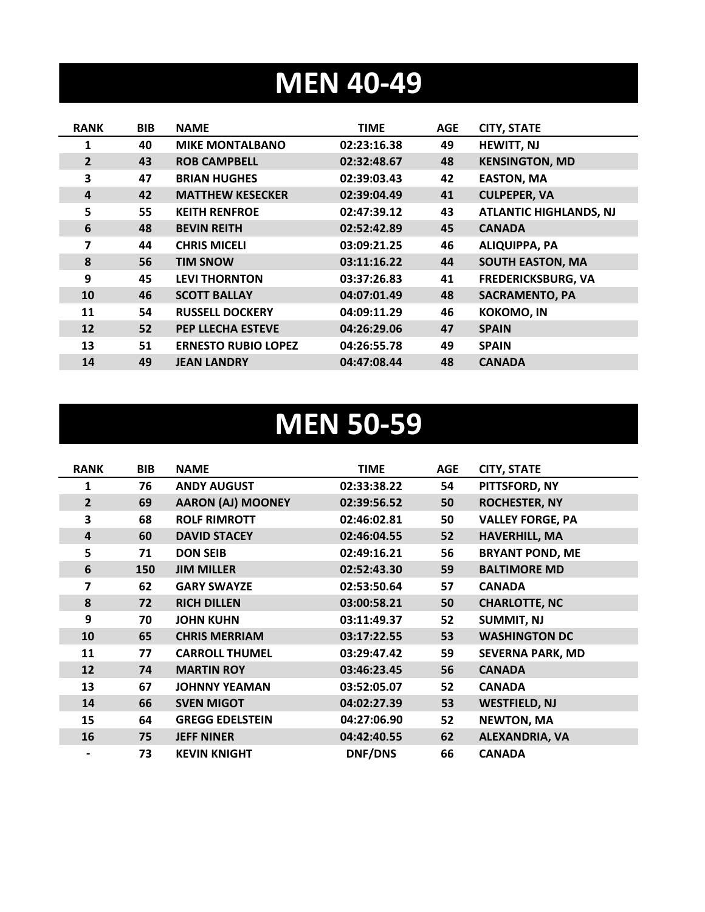# MEN 40-49

| RANK | BIB | NAME | TIME | AGE | CITY, STATE |
|---|---|---|---|---|---|
| 1 | 40 | MIKE MONTALBANO | 02:23:16.38 | 49 | HEWITT, NJ |
| 2 | 43 | ROB CAMPBELL | 02:32:48.67 | 48 | KENSINGTON, MD |
| 3 | 47 | BRIAN HUGHES | 02:39:03.43 | 42 | EASTON, MA |
| 4 | 42 | MATTHEW KESECKER | 02:39:04.49 | 41 | CULPEPER, VA |
| 5 | 55 | KEITH RENFROE | 02:47:39.12 | 43 | ATLANTIC HIGHLANDS, NJ |
| 6 | 48 | BEVIN REITH | 02:52:42.89 | 45 | CANADA |
| 7 | 44 | CHRIS MICELI | 03:09:21.25 | 46 | ALIQUIPPA, PA |
| 8 | 56 | TIM SNOW | 03:11:16.22 | 44 | SOUTH EASTON, MA |
| 9 | 45 | LEVI THORNTON | 03:37:26.83 | 41 | FREDERICKSBURG, VA |
| 10 | 46 | SCOTT BALLAY | 04:07:01.49 | 48 | SACRAMENTO, PA |
| 11 | 54 | RUSSELL DOCKERY | 04:09:11.29 | 46 | KOKOMO, IN |
| 12 | 52 | PEP LLECHA ESTEVE | 04:26:29.06 | 47 | SPAIN |
| 13 | 51 | ERNESTO RUBIO LOPEZ | 04:26:55.78 | 49 | SPAIN |
| 14 | 49 | JEAN LANDRY | 04:47:08.44 | 48 | CANADA |

# MEN 50-59

| RANK | BIB | NAME | TIME | AGE | CITY, STATE |
|---|---|---|---|---|---|
| 1 | 76 | ANDY AUGUST | 02:33:38.22 | 54 | PITTSFORD, NY |
| 2 | 69 | AARON (AJ) MOONEY | 02:39:56.52 | 50 | ROCHESTER, NY |
| 3 | 68 | ROLF RIMROTT | 02:46:02.81 | 50 | VALLEY FORGE, PA |
| 4 | 60 | DAVID STACEY | 02:46:04.55 | 52 | HAVERHILL, MA |
| 5 | 71 | DON SEIB | 02:49:16.21 | 56 | BRYANT POND, ME |
| 6 | 150 | JIM MILLER | 02:52:43.30 | 59 | BALTIMORE MD |
| 7 | 62 | GARY SWAYZE | 02:53:50.64 | 57 | CANADA |
| 8 | 72 | RICH DILLEN | 03:00:58.21 | 50 | CHARLOTTE, NC |
| 9 | 70 | JOHN KUHN | 03:11:49.37 | 52 | SUMMIT, NJ |
| 10 | 65 | CHRIS MERRIAM | 03:17:22.55 | 53 | WASHINGTON DC |
| 11 | 77 | CARROLL THUMEL | 03:29:47.42 | 59 | SEVERNA PARK, MD |
| 12 | 74 | MARTIN ROY | 03:46:23.45 | 56 | CANADA |
| 13 | 67 | JOHNNY YEAMAN | 03:52:05.07 | 52 | CANADA |
| 14 | 66 | SVEN MIGOT | 04:02:27.39 | 53 | WESTFIELD, NJ |
| 15 | 64 | GREGG EDELSTEIN | 04:27:06.90 | 52 | NEWTON, MA |
| 16 | 75 | JEFF NINER | 04:42:40.55 | 62 | ALEXANDRIA, VA |
| - | 73 | KEVIN KNIGHT | DNF/DNS | 66 | CANADA |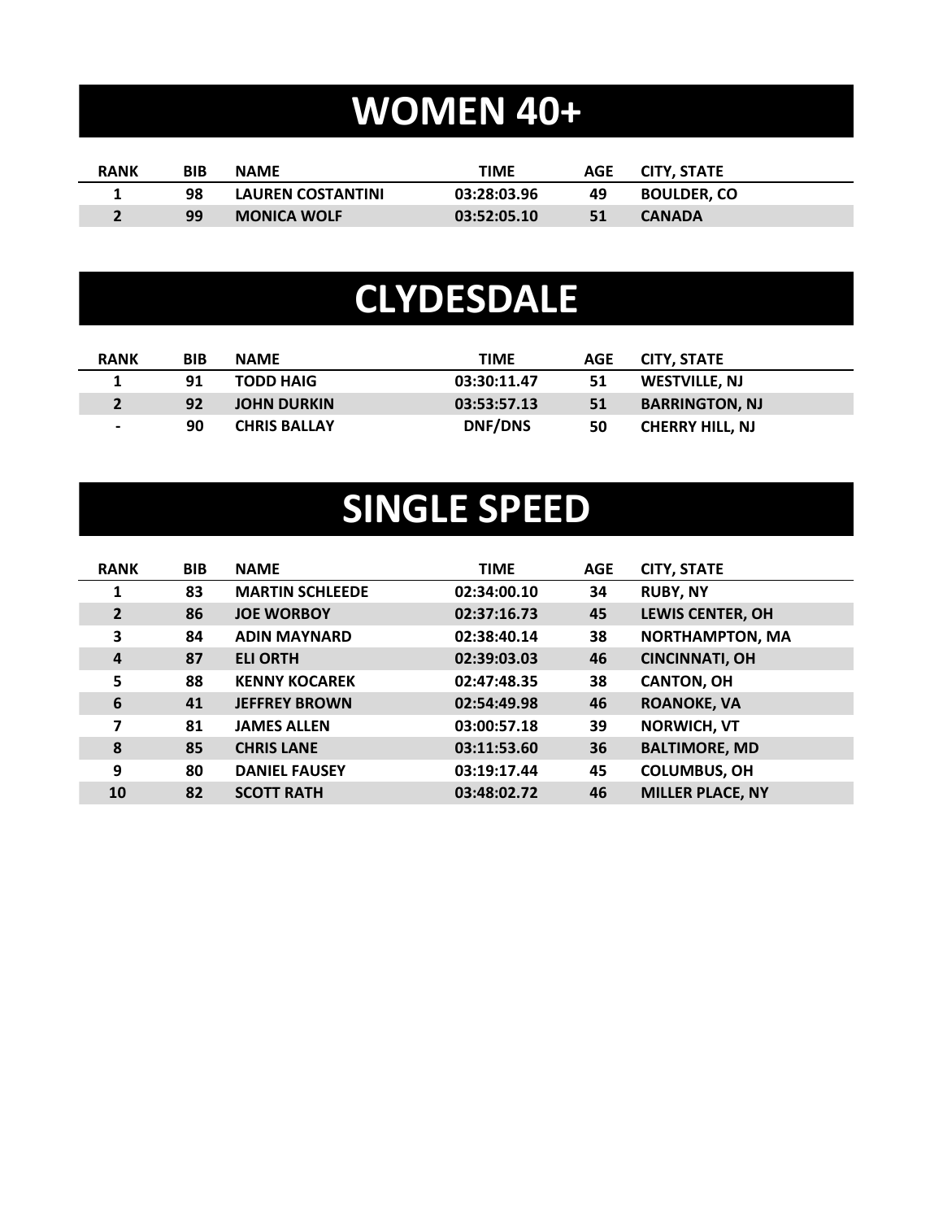# WOMEN 40+

| RANK | BIB | NAME | TIME | AGE | CITY, STATE |
|---|---|---|---|---|---|
| 1 | 98 | LAUREN COSTANTINI | 03:28:03.96 | 49 | BOULDER, CO |
| 2 | 99 | MONICA WOLF | 03:52:05.10 | 51 | CANADA |

# CLYDESDALE

| RANK | BIB | NAME | TIME | AGE | CITY, STATE |
|---|---|---|---|---|---|
| 1 | 91 | TODD HAIG | 03:30:11.47 | 51 | WESTVILLE, NJ |
| 2 | 92 | JOHN DURKIN | 03:53:57.13 | 51 | BARRINGTON, NJ |
| - | 90 | CHRIS BALLAY | DNF/DNS | 50 | CHERRY HILL, NJ |

# SINGLE SPEED

| RANK | BIB | NAME | TIME | AGE | CITY, STATE |
|---|---|---|---|---|---|
| 1 | 83 | MARTIN SCHLEEDE | 02:34:00.10 | 34 | RUBY, NY |
| 2 | 86 | JOE WORBOY | 02:37:16.73 | 45 | LEWIS CENTER, OH |
| 3 | 84 | ADIN MAYNARD | 02:38:40.14 | 38 | NORTHAMPTON, MA |
| 4 | 87 | ELI ORTH | 02:39:03.03 | 46 | CINCINNATI, OH |
| 5 | 88 | KENNY KOCAREK | 02:47:48.35 | 38 | CANTON, OH |
| 6 | 41 | JEFFREY BROWN | 02:54:49.98 | 46 | ROANOKE, VA |
| 7 | 81 | JAMES ALLEN | 03:00:57.18 | 39 | NORWICH, VT |
| 8 | 85 | CHRIS LANE | 03:11:53.60 | 36 | BALTIMORE, MD |
| 9 | 80 | DANIEL FAUSEY | 03:19:17.44 | 45 | COLUMBUS, OH |
| 10 | 82 | SCOTT RATH | 03:48:02.72 | 46 | MILLER PLACE, NY |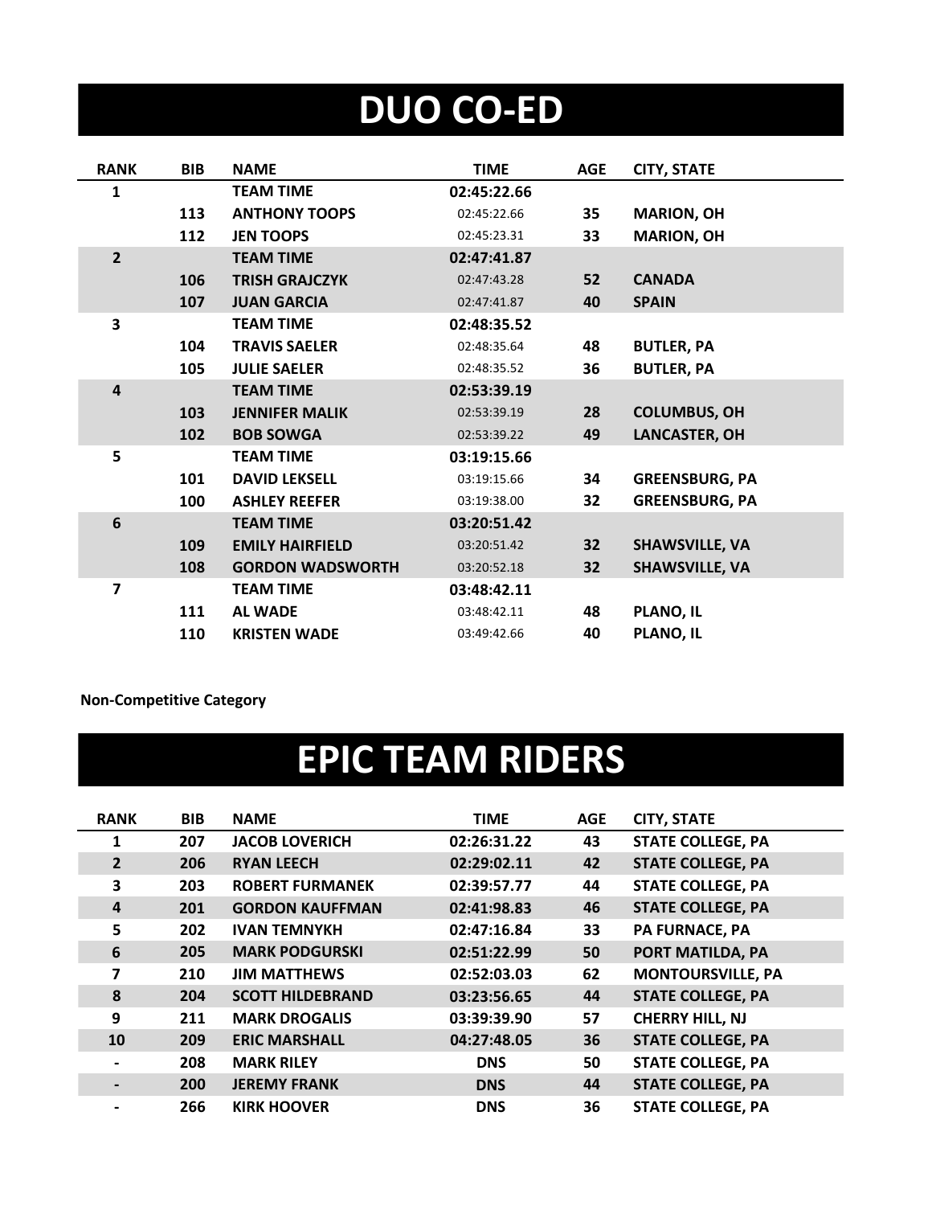# DUO CO-ED

| RANK | BIB | NAME | TIME | AGE | CITY, STATE |
|---|---|---|---|---|---|
| 1 | | TEAM TIME | 02:45:22.66 | | |
| | 113 | ANTHONY TOOPS | 02:45:22.66 | 35 | MARION, OH |
| | 112 | JEN TOOPS | 02:45:23.31 | 33 | MARION, OH |
| 2 | | TEAM TIME | 02:47:41.87 | | |
| | 106 | TRISH GRAJCZYK | 02:47:43.28 | 52 | CANADA |
| | 107 | JUAN GARCIA | 02:47:41.87 | 40 | SPAIN |
| 3 | | TEAM TIME | 02:48:35.52 | | |
| | 104 | TRAVIS SAELER | 02:48:35.64 | 48 | BUTLER, PA |
| | 105 | JULIE SAELER | 02:48:35.52 | 36 | BUTLER, PA |
| 4 | | TEAM TIME | 02:53:39.19 | | |
| | 103 | JENNIFER MALIK | 02:53:39.19 | 28 | COLUMBUS, OH |
| | 102 | BOB SOWGA | 02:53:39.22 | 49 | LANCASTER, OH |
| 5 | | TEAM TIME | 03:19:15.66 | | |
| | 101 | DAVID LEKSELL | 03:19:15.66 | 34 | GREENSBURG, PA |
| | 100 | ASHLEY REEFER | 03:19:38.00 | 32 | GREENSBURG, PA |
| 6 | | TEAM TIME | 03:20:51.42 | | |
| | 109 | EMILY HAIRFIELD | 03:20:51.42 | 32 | SHAWSVILLE, VA |
| | 108 | GORDON WADSWORTH | 03:20:52.18 | 32 | SHAWSVILLE, VA |
| 7 | | TEAM TIME | 03:48:42.11 | | |
| | 111 | AL WADE | 03:48:42.11 | 48 | PLANO, IL |
| | 110 | KRISTEN WADE | 03:49:42.66 | 40 | PLANO, IL |

**Non-Competitive Category**

# EPIC TEAM RIDERS

| RANK | BIB | NAME | TIME | AGE | CITY, STATE |
|---|---|---|---|---|---|
| 1 | 207 | JACOB LOVERICH | 02:26:31.22 | 43 | STATE COLLEGE, PA |
| 2 | 206 | RYAN LEECH | 02:29:02.11 | 42 | STATE COLLEGE, PA |
| 3 | 203 | ROBERT FURMANEK | 02:39:57.77 | 44 | STATE COLLEGE, PA |
| 4 | 201 | GORDON KAUFFMAN | 02:41:98.83 | 46 | STATE COLLEGE, PA |
| 5 | 202 | IVAN TEMNYKH | 02:47:16.84 | 33 | PA FURNACE, PA |
| 6 | 205 | MARK PODGURSKI | 02:51:22.99 | 50 | PORT MATILDA, PA |
| 7 | 210 | JIM MATTHEWS | 02:52:03.03 | 62 | MONTOURSVILLE, PA |
| 8 | 204 | SCOTT HILDEBRAND | 03:23:56.65 | 44 | STATE COLLEGE, PA |
| 9 | 211 | MARK DROGALIS | 03:39:39.90 | 57 | CHERRY HILL, NJ |
| 10 | 209 | ERIC MARSHALL | 04:27:48.05 | 36 | STATE COLLEGE, PA |
| - | 208 | MARK RILEY | DNS | 50 | STATE COLLEGE, PA |
| - | 200 | JEREMY FRANK | DNS | 44 | STATE COLLEGE, PA |
| - | 266 | KIRK HOOVER | DNS | 36 | STATE COLLEGE, PA |